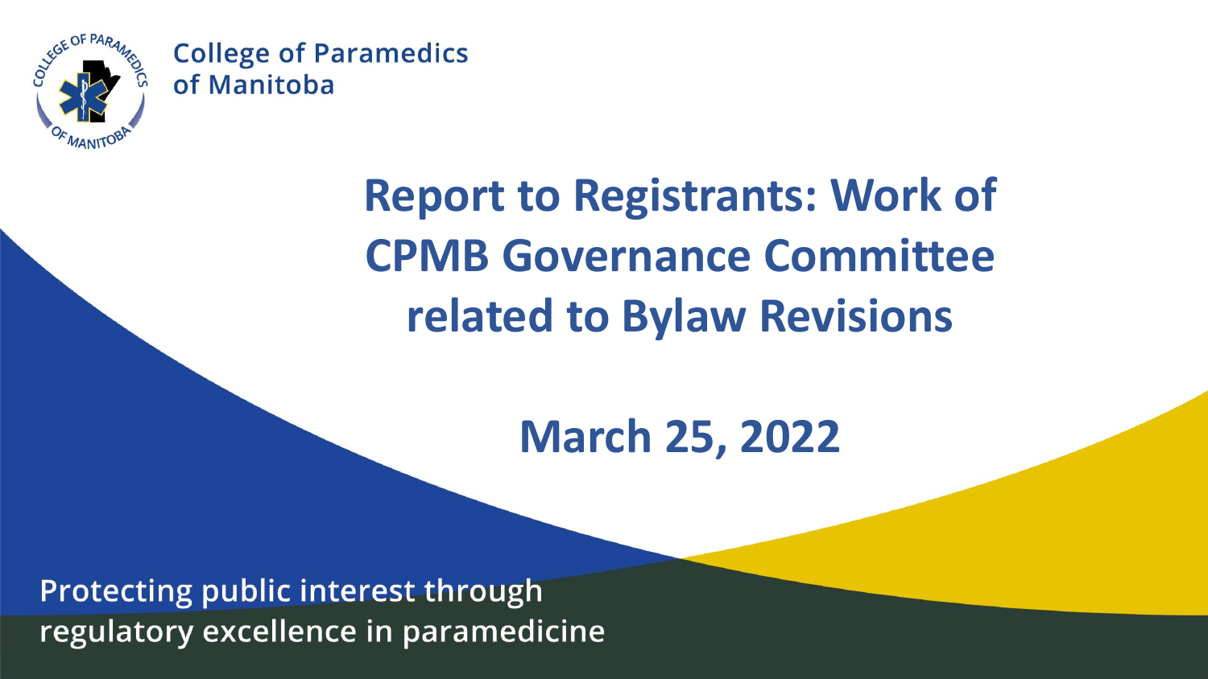College of Paramedics of Manitoba

# Report to Registrants: Work of CPMB Governance Committee related to Bylaw Revisions

## March 25, 2022

Protecting public interest through regulatory excellence in paramedicine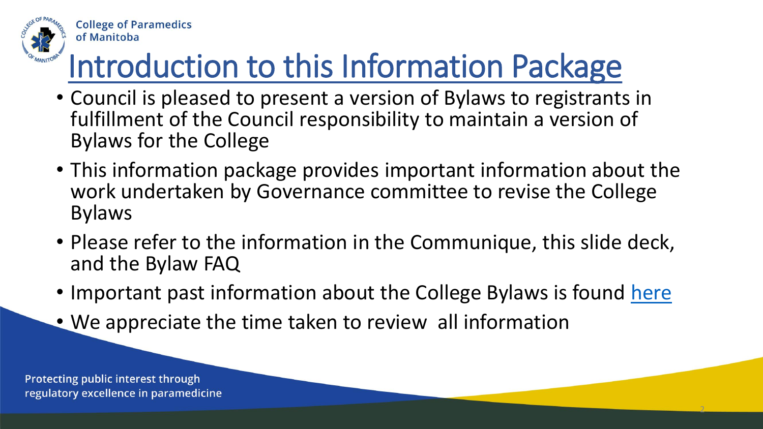# Introduction to this Information Package

- Council is pleased to present a version of Bylaws to registrants in fulfillment of the Council responsibility to maintain a version of Bylaws for the College
- This information package provides important information about the work undertaken by Governance committee to revise the College Bylaws
- Please refer to the information in the Communique, this slide deck, and the Bylaw FAQ
- Important past information about the College Bylaws is found here
- We appreciate the time taken to review all information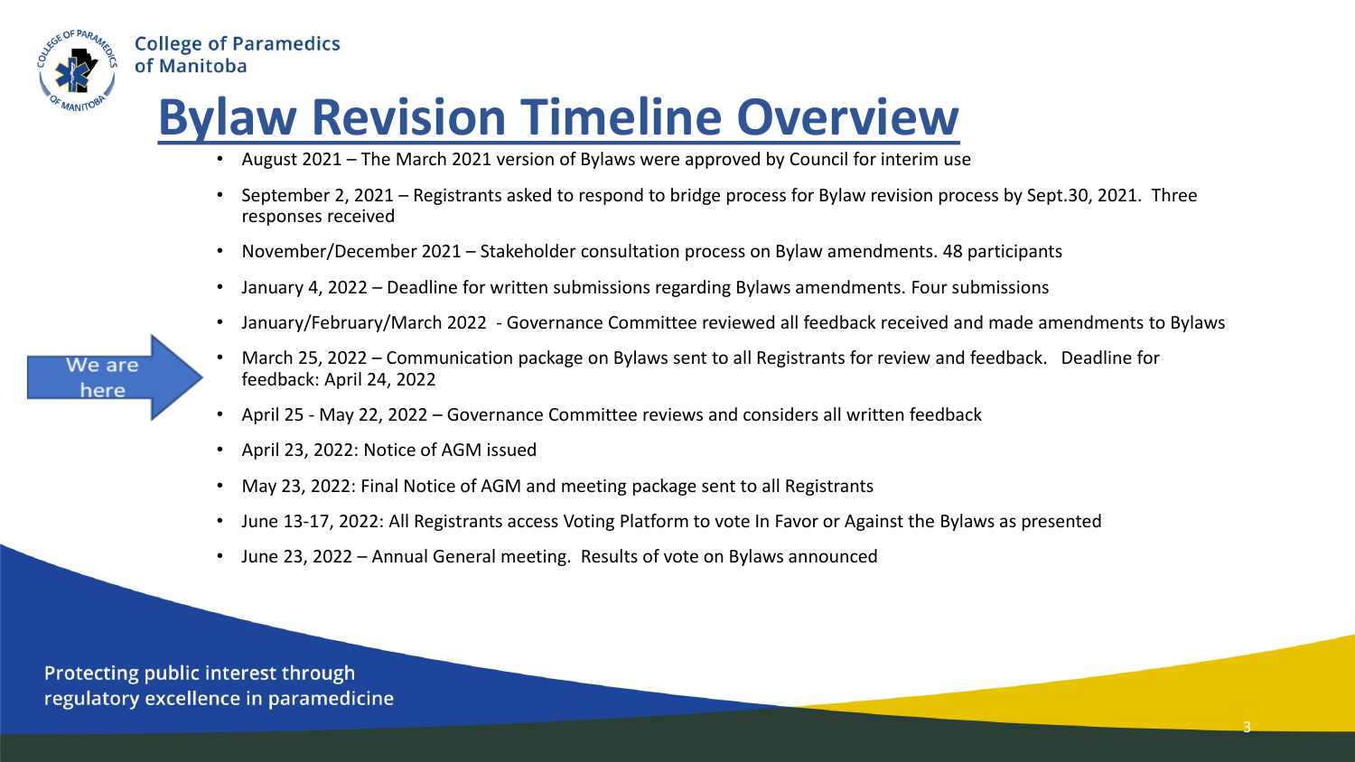College of Paramedics of Manitoba

# Bylaw Revision Timeline Overview

- August 2021 – The March 2021 version of Bylaws were approved by Council for interim use
- September 2, 2021 – Registrants asked to respond to bridge process for Bylaw revision process by Sept.30, 2021. Three responses received
- November/December 2021 – Stakeholder consultation process on Bylaw amendments. 48 participants
- January 4, 2022 – Deadline for written submissions regarding Bylaws amendments. Four submissions
- January/February/March 2022 - Governance Committee reviewed all feedback received and made amendments to Bylaws
- March 25, 2022 – Communication package on Bylaws sent to all Registrants for review and feedback. Deadline for feedback: April 24, 2022 ← We are here
- April 25 - May 22, 2022 – Governance Committee reviews and considers all written feedback
- April 23, 2022: Notice of AGM issued
- May 23, 2022: Final Notice of AGM and meeting package sent to all Registrants
- June 13-17, 2022: All Registrants access Voting Platform to vote In Favor or Against the Bylaws as presented
- June 23, 2022 – Annual General meeting. Results of vote on Bylaws announced

Protecting public interest through regulatory excellence in paramedicine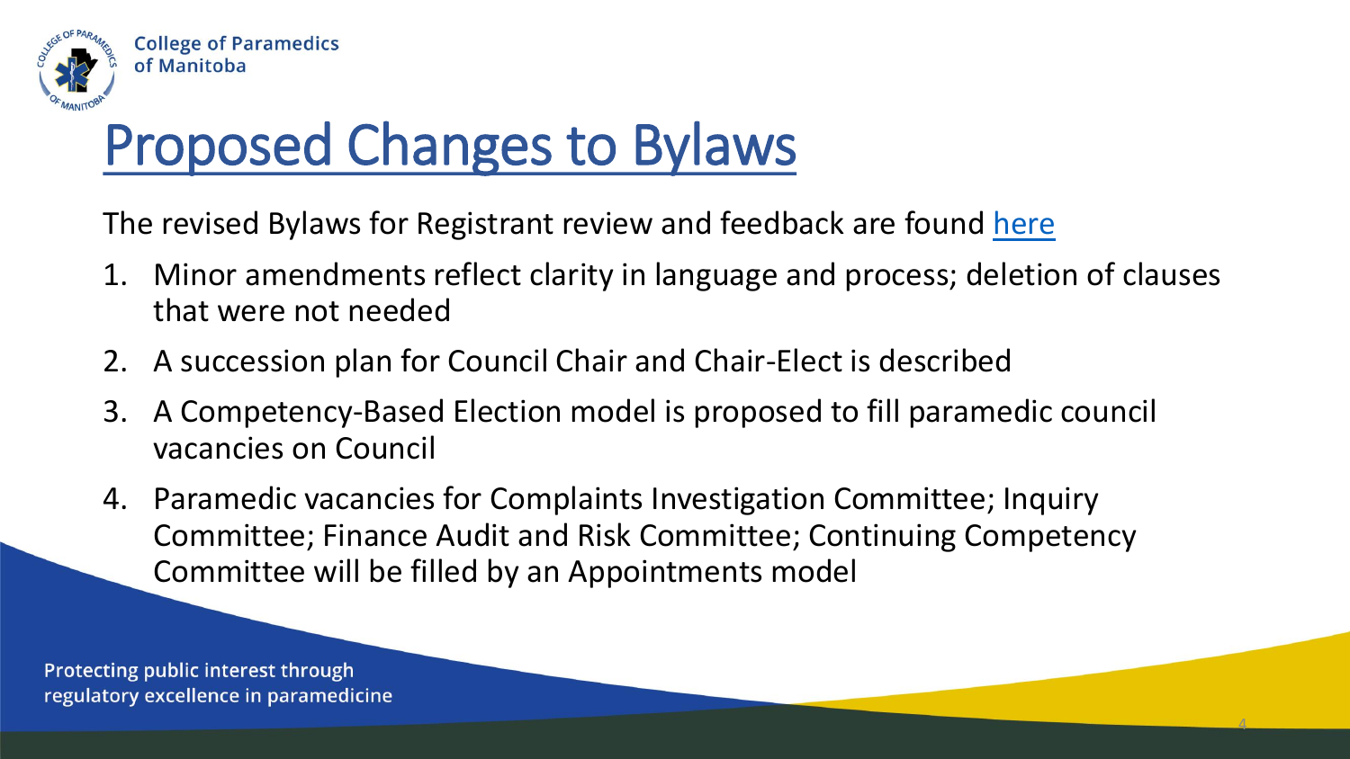# Proposed Changes to Bylaws

The revised Bylaws for Registrant review and feedback are found here

1. Minor amendments reflect clarity in language and process; deletion of clauses that were not needed
2. A succession plan for Council Chair and Chair-Elect is described
3. A Competency-Based Election model is proposed to fill paramedic council vacancies on Council
4. Paramedic vacancies for Complaints Investigation Committee; Inquiry Committee; Finance Audit and Risk Committee; Continuing Competency Committee will be filled by an Appointments model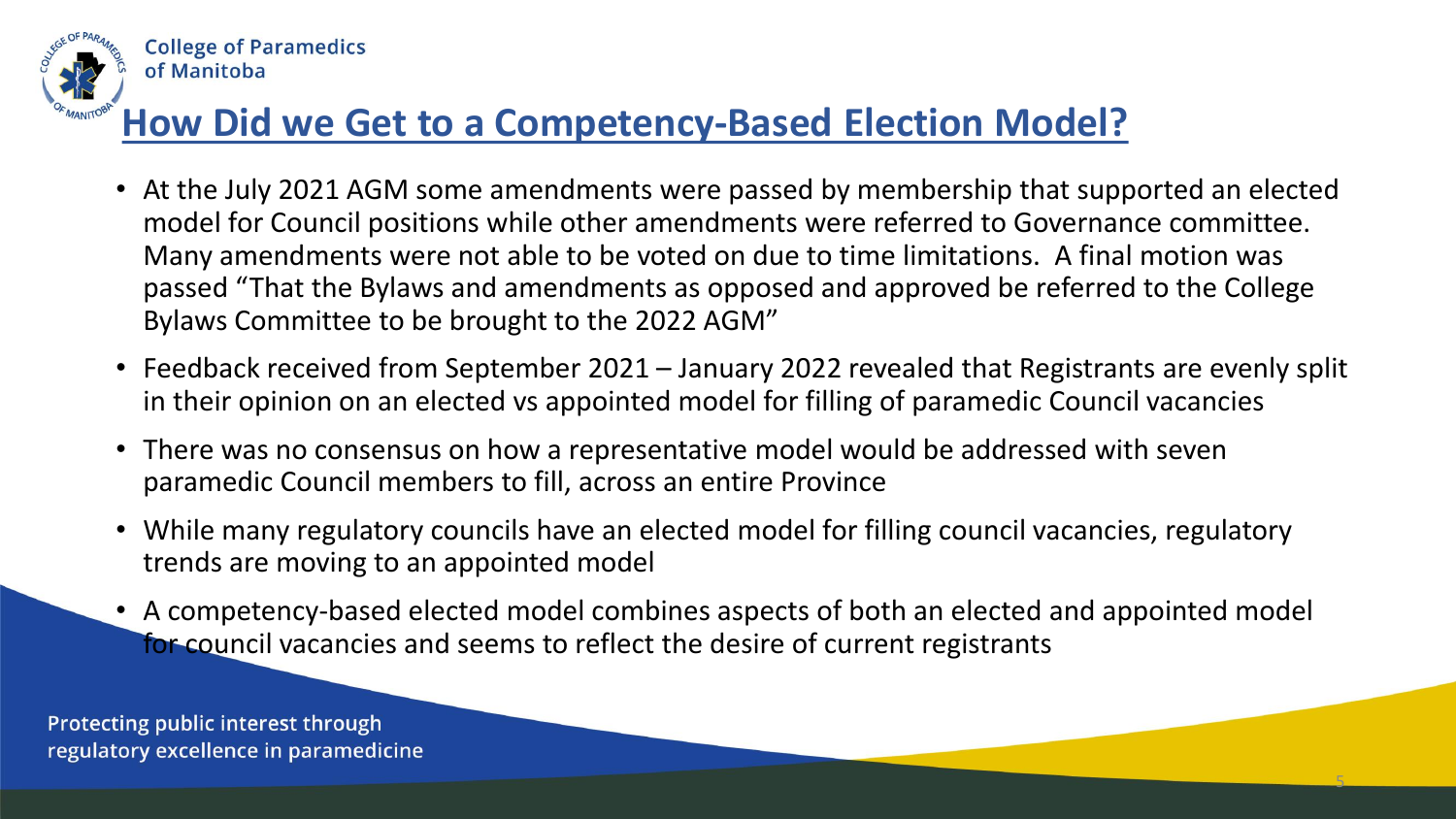# How Did we Get to a Competency-Based Election Model?

- At the July 2021 AGM some amendments were passed by membership that supported an elected model for Council positions while other amendments were referred to Governance committee. Many amendments were not able to be voted on due to time limitations. A final motion was passed "That the Bylaws and amendments as opposed and approved be referred to the College Bylaws Committee to be brought to the 2022 AGM"
- Feedback received from September 2021 – January 2022 revealed that Registrants are evenly split in their opinion on an elected vs appointed model for filling of paramedic Council vacancies
- There was no consensus on how a representative model would be addressed with seven paramedic Council members to fill, across an entire Province
- While many regulatory councils have an elected model for filling council vacancies, regulatory trends are moving to an appointed model
- A competency-based elected model combines aspects of both an elected and appointed model for council vacancies and seems to reflect the desire of current registrants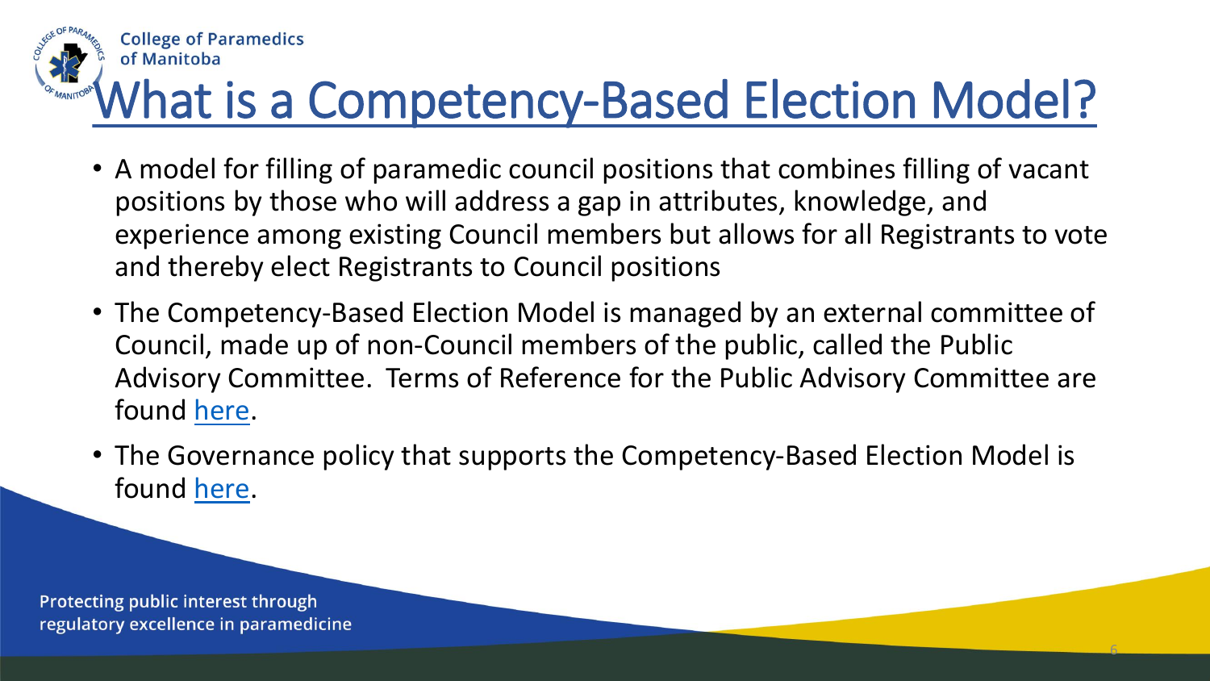# What is a Competency-Based Election Model?

- A model for filling of paramedic council positions that combines filling of vacant positions by those who will address a gap in attributes, knowledge, and experience among existing Council members but allows for all Registrants to vote and thereby elect Registrants to Council positions
- The Competency-Based Election Model is managed by an external committee of Council, made up of non-Council members of the public, called the Public Advisory Committee. Terms of Reference for the Public Advisory Committee are found here.
- The Governance policy that supports the Competency-Based Election Model is found here.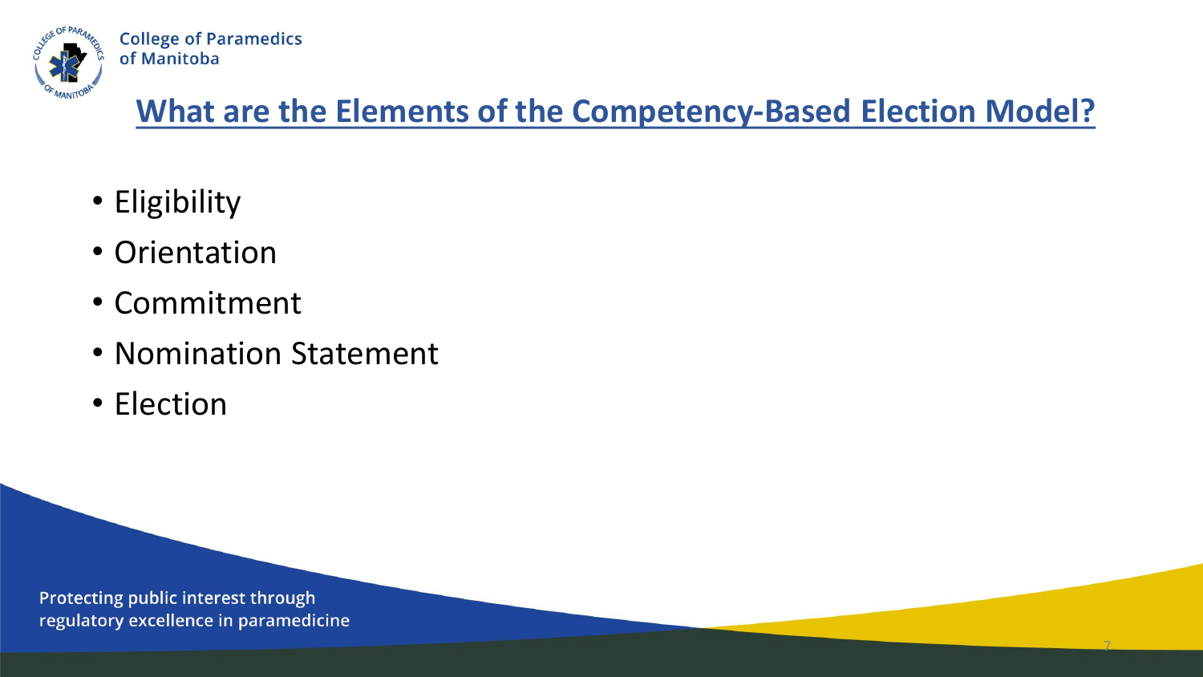## What are the Elements of the Competency-Based Election Model?

- Eligibility
- Orientation
- Commitment
- Nomination Statement
- Election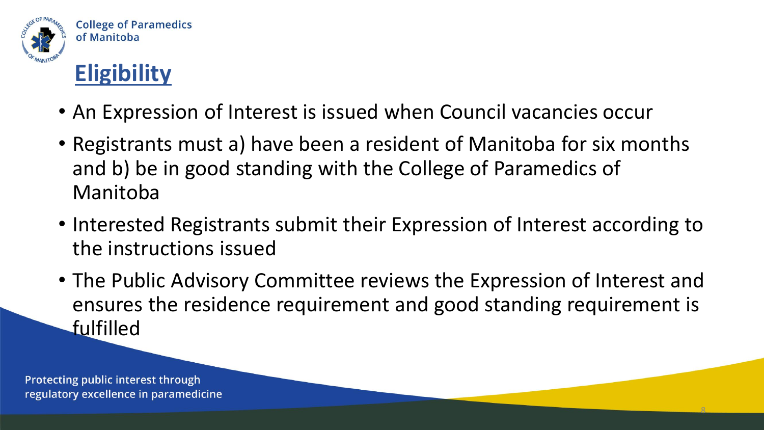# Eligibility

- An Expression of Interest is issued when Council vacancies occur
- Registrants must a) have been a resident of Manitoba for six months and b) be in good standing with the College of Paramedics of Manitoba
- Interested Registrants submit their Expression of Interest according to the instructions issued
- The Public Advisory Committee reviews the Expression of Interest and ensures the residence requirement and good standing requirement is fulfilled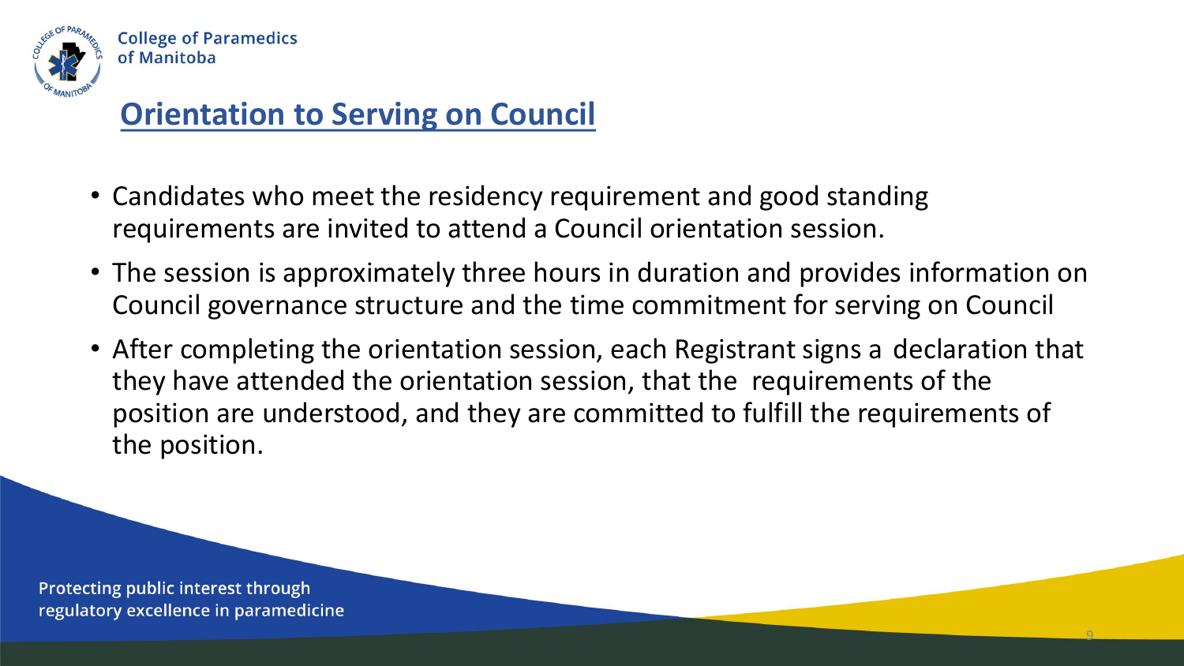## Orientation to Serving on Council

- Candidates who meet the residency requirement and good standing requirements are invited to attend a Council orientation session.
- The session is approximately three hours in duration and provides information on Council governance structure and the time commitment for serving on Council
- After completing the orientation session, each Registrant signs a declaration that they have attended the orientation session, that the requirements of the position are understood, and they are committed to fulfill the requirements of the position.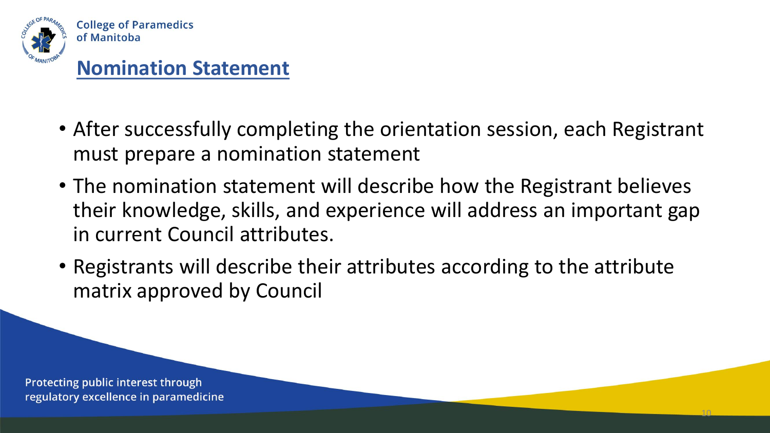## Nomination Statement

- After successfully completing the orientation session, each Registrant must prepare a nomination statement
- The nomination statement will describe how the Registrant believes their knowledge, skills, and experience will address an important gap in current Council attributes.
- Registrants will describe their attributes according to the attribute matrix approved by Council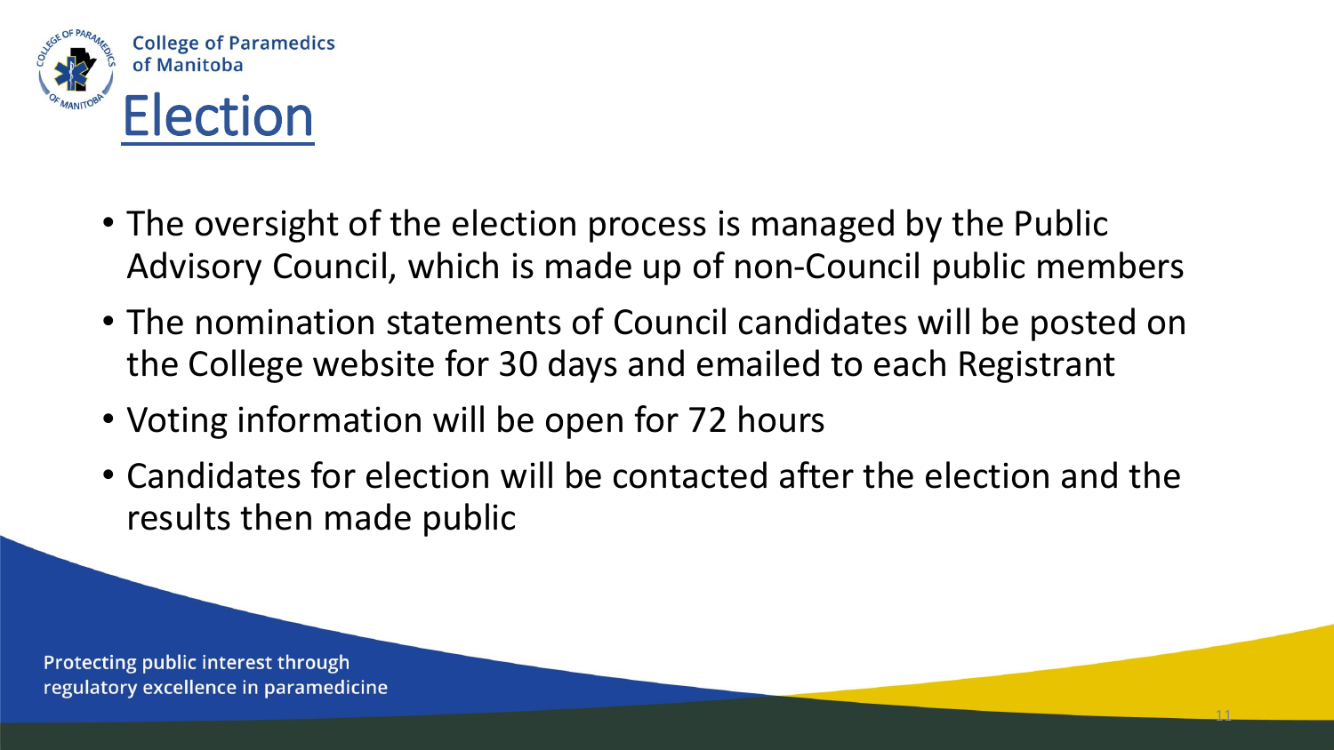# Election

- The oversight of the election process is managed by the Public Advisory Council, which is made up of non-Council public members
- The nomination statements of Council candidates will be posted on the College website for 30 days and emailed to each Registrant
- Voting information will be open for 72 hours
- Candidates for election will be contacted after the election and the results then made public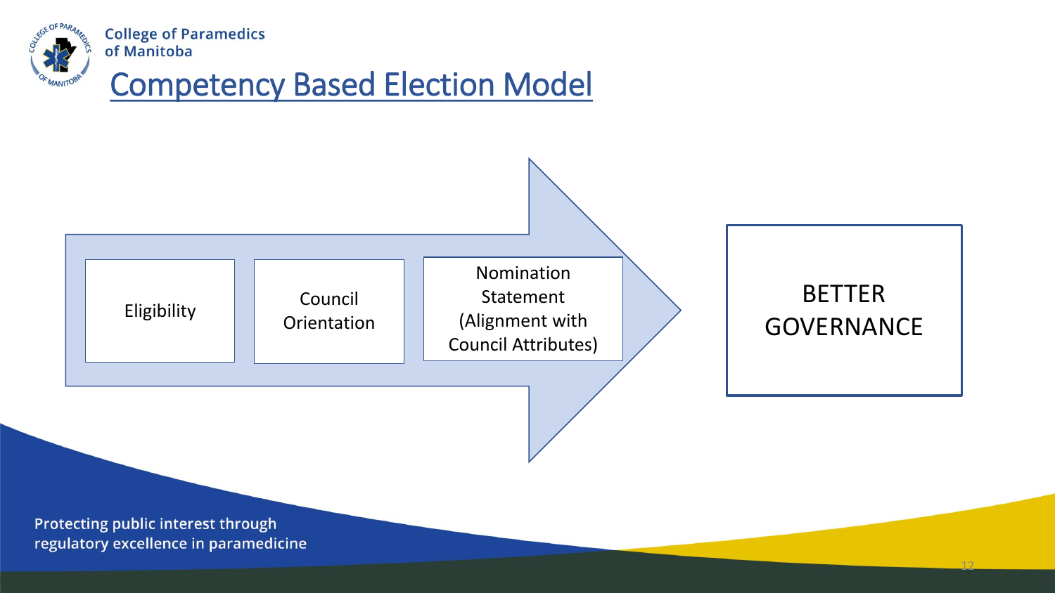# Competency Based Election Model

Eligibility → Council Orientation → Nomination Statement (Alignment with Council Attributes) → BETTER GOVERNANCE

Protecting public interest through regulatory excellence in paramedicine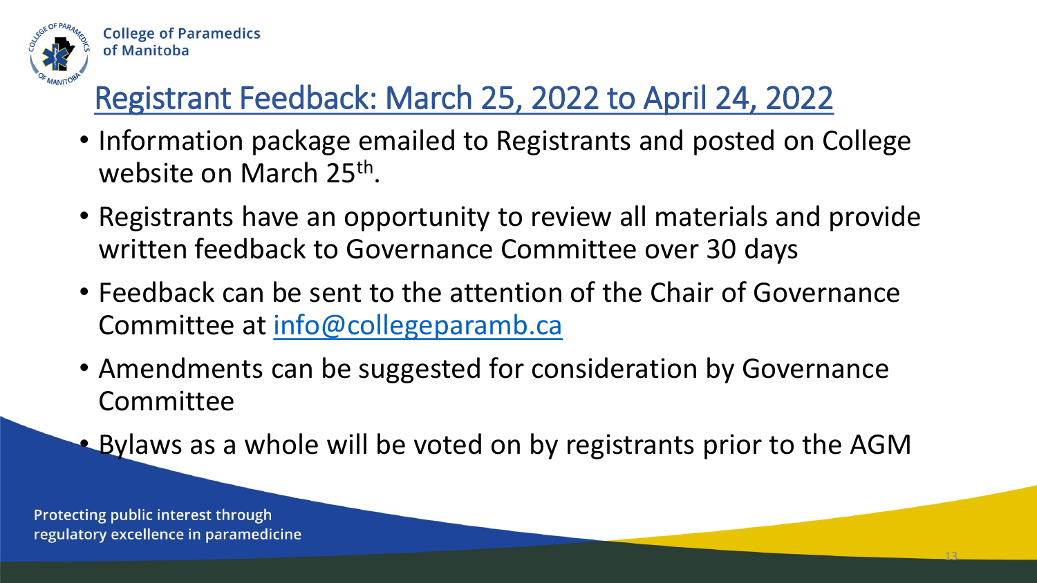# Registrant Feedback: March 25, 2022 to April 24, 2022

- Information package emailed to Registrants and posted on College website on March 25th.
- Registrants have an opportunity to review all materials and provide written feedback to Governance Committee over 30 days
- Feedback can be sent to the attention of the Chair of Governance Committee at info@collegeparamb.ca
- Amendments can be suggested for consideration by Governance Committee
- Bylaws as a whole will be voted on by registrants prior to the AGM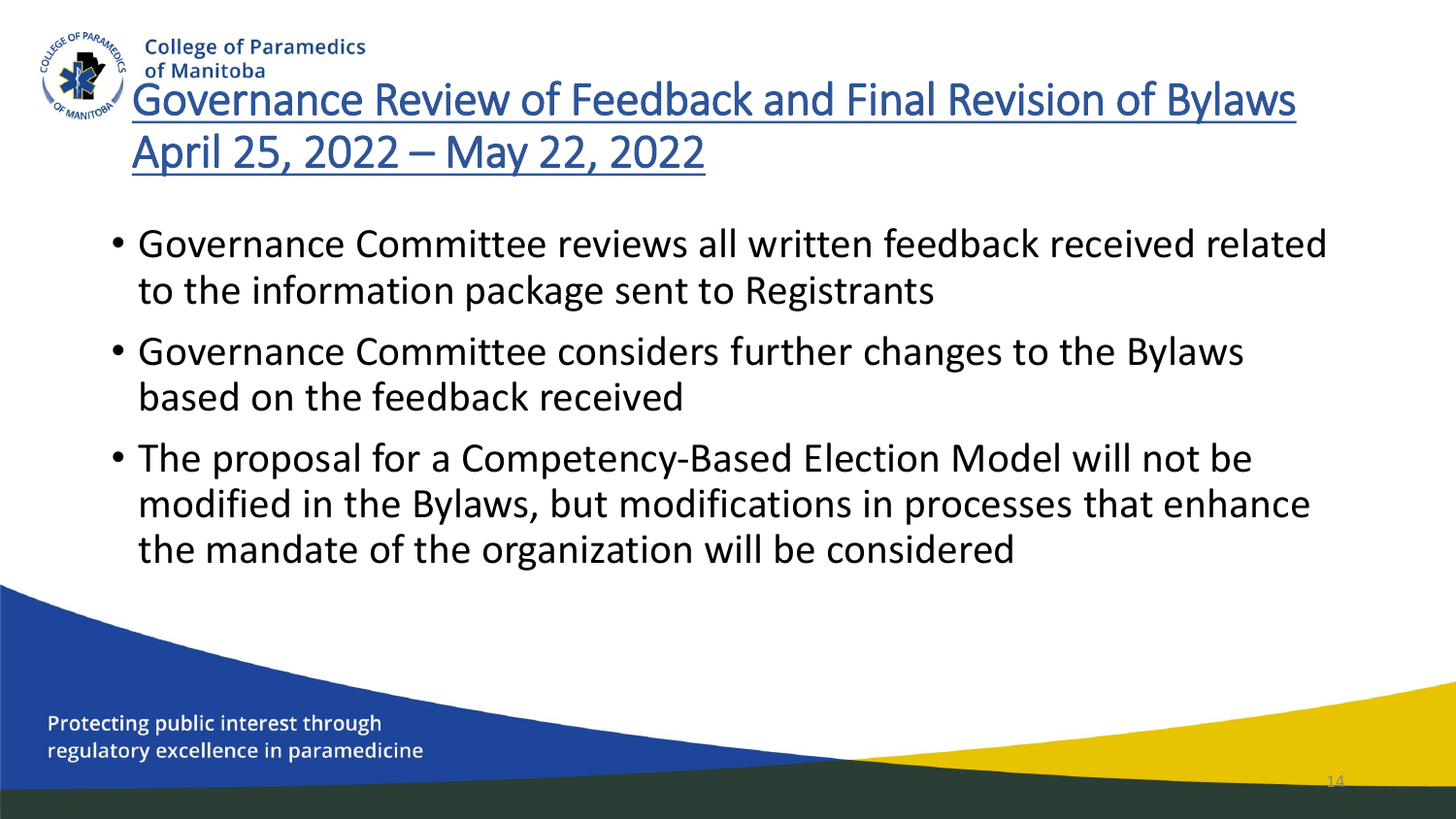# Governance Review of Feedback and Final Revision of Bylaws April 25, 2022 – May 22, 2022

- Governance Committee reviews all written feedback received related to the information package sent to Registrants
- Governance Committee considers further changes to the Bylaws based on the feedback received
- The proposal for a Competency-Based Election Model will not be modified in the Bylaws, but modifications in processes that enhance the mandate of the organization will be considered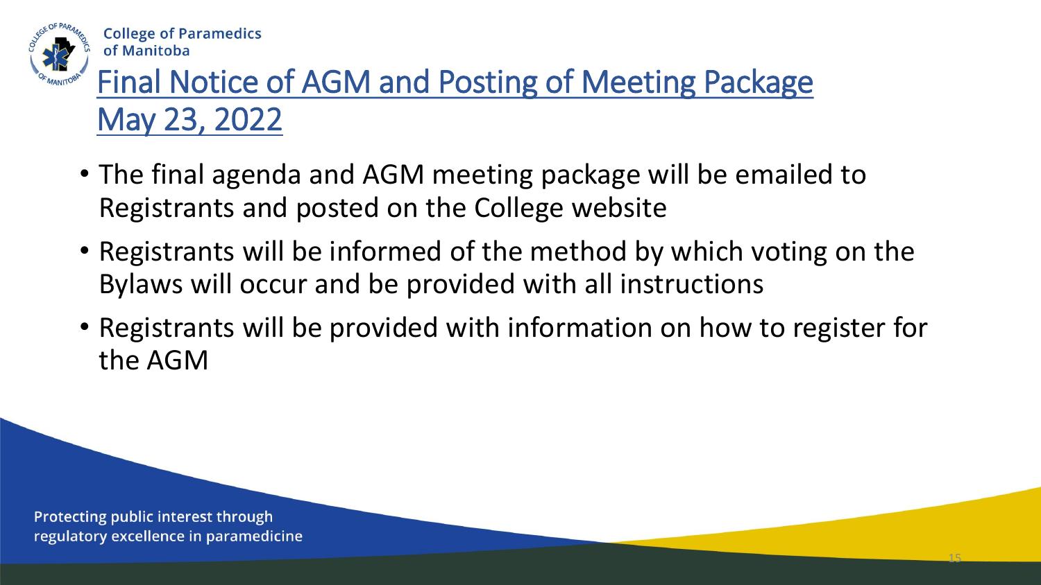# Final Notice of AGM and Posting of Meeting Package May 23, 2022

- The final agenda and AGM meeting package will be emailed to Registrants and posted on the College website
- Registrants will be informed of the method by which voting on the Bylaws will occur and be provided with all instructions
- Registrants will be provided with information on how to register for the AGM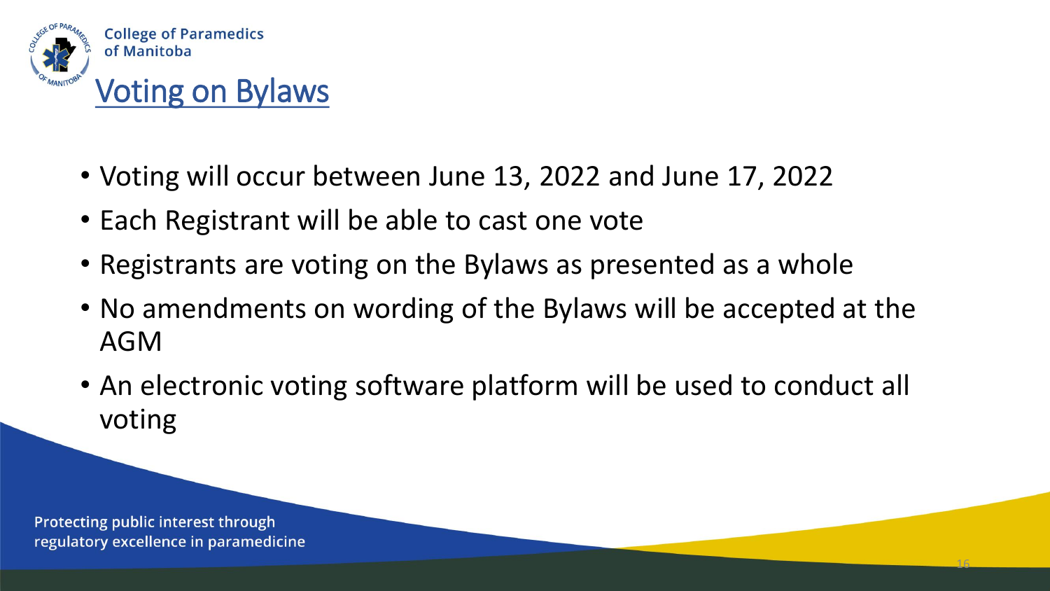College of Paramedics of Manitoba

# Voting on Bylaws

- Voting will occur between June 13, 2022 and June 17, 2022
- Each Registrant will be able to cast one vote
- Registrants are voting on the Bylaws as presented as a whole
- No amendments on wording of the Bylaws will be accepted at the AGM
- An electronic voting software platform will be used to conduct all voting

Protecting public interest through regulatory excellence in paramedicine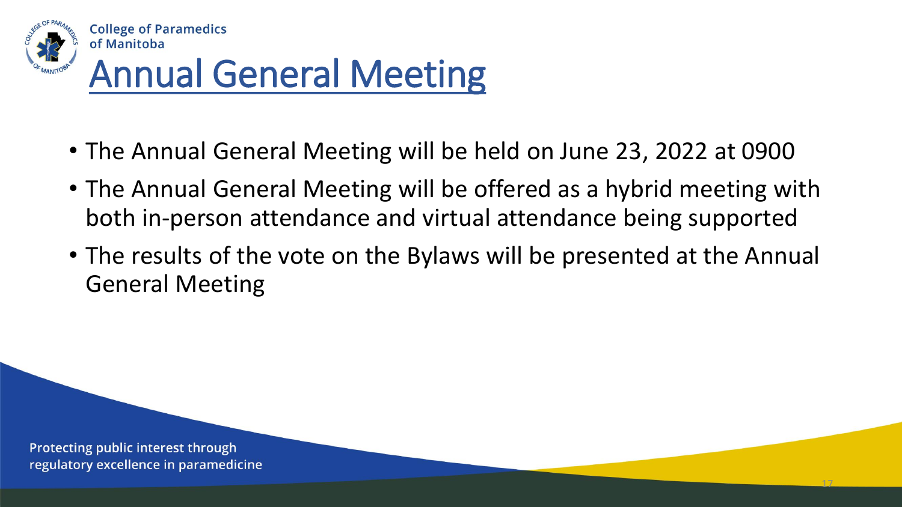# Annual General Meeting

- The Annual General Meeting will be held on June 23, 2022 at 0900
- The Annual General Meeting will be offered as a hybrid meeting with both in-person attendance and virtual attendance being supported
- The results of the vote on the Bylaws will be presented at the Annual General Meeting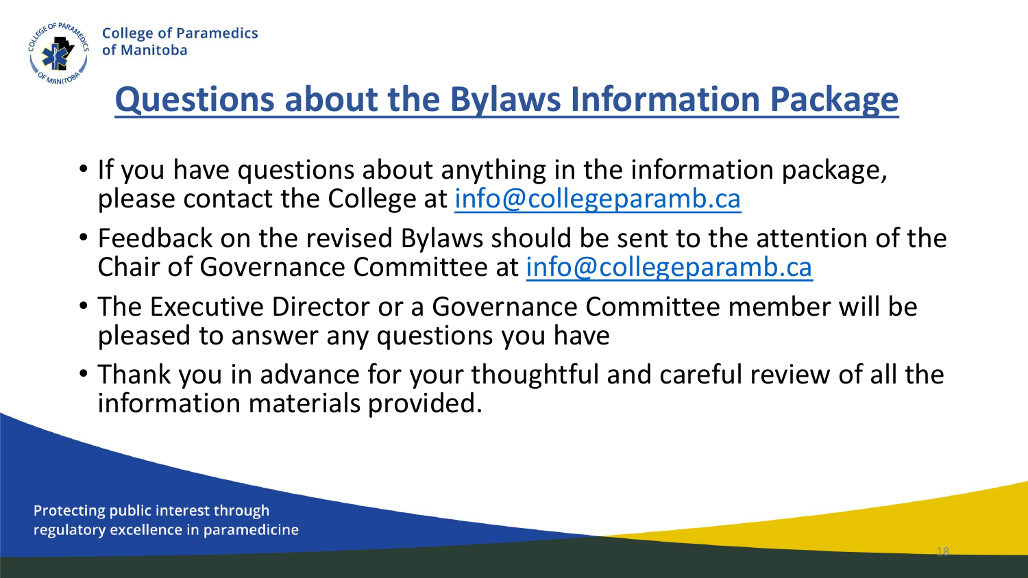College of Paramedics of Manitoba

# Questions about the Bylaws Information Package

- If you have questions about anything in the information package, please contact the College at info@collegeparamb.ca
- Feedback on the revised Bylaws should be sent to the attention of the Chair of Governance Committee at info@collegeparamb.ca
- The Executive Director or a Governance Committee member will be pleased to answer any questions you have
- Thank you in advance for your thoughtful and careful review of all the information materials provided.

Protecting public interest through regulatory excellence in paramedicine